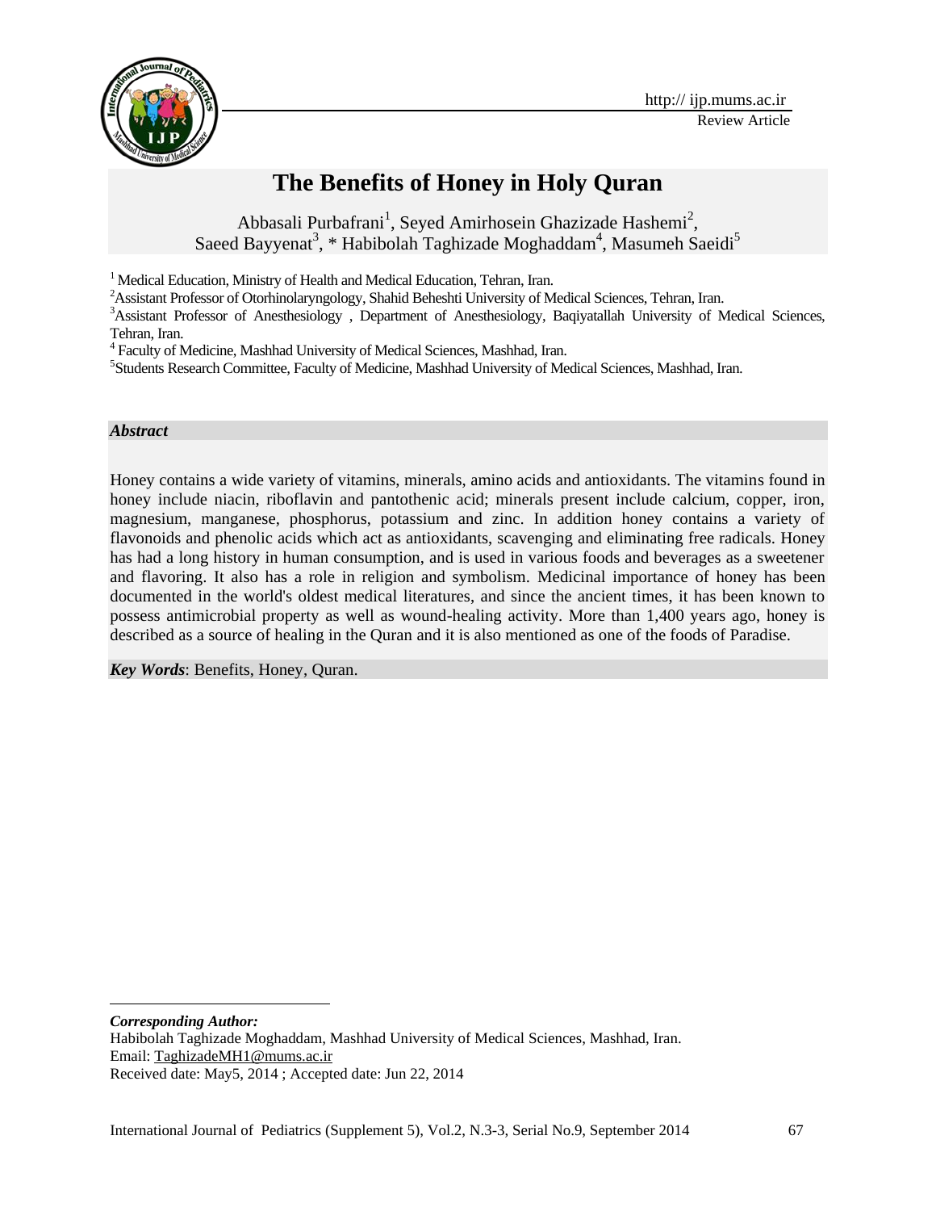http:// ijp.mums.ac.ir

Review Article

# The Benefits of Honey in Holy Quran

Abbasali Purbafrani[1], Seyed Amirhosein Ghazizade Hashemi[2], Saeed Bayyenat[3], * Habibolah Taghizade Moghaddam[4], Masumeh Saeidi[5]

[1] Medical Education, Ministry of Health and Medical Education, Tehran, Iran.

[2]Assistant Professor of Otorhinolaryngology, Shahid Beheshti University of Medical Sciences, Tehran, Iran.

[3]Assistant Professor of Anesthesiology , Department of Anesthesiology, Baqiyatallah University of Medical Sciences, Tehran, Iran.

[4] Faculty of Medicine, Mashhad University of Medical Sciences, Mashhad, Iran.

[5]Students Research Committee, Faculty of Medicine, Mashhad University of Medical Sciences, Mashhad, Iran.

***Abstract***

Honey contains a wide variety of vitamins, minerals, amino acids and antioxidants. The vitamins found in honey include niacin, riboflavin and pantothenic acid; minerals present include calcium, copper, iron, magnesium, manganese, phosphorus, potassium and zinc. In addition honey contains a variety of flavonoids and phenolic acids which act as antioxidants, scavenging and eliminating free radicals. Honey has had a long history in human consumption, and is used in various foods and beverages as a sweetener and flavoring. It also has a role in religion and symbolism. Medicinal importance of honey has been documented in the world's oldest medical literatures, and since the ancient times, it has been known to possess antimicrobial property as well as wound-healing activity. More than 1,400 years ago, honey is described as a source of healing in the Quran and it is also mentioned as one of the foods of Paradise.

***Key Words***: Benefits, Honey, Quran.

---

***Corresponding Author:***

Habibolah Taghizade Moghaddam, Mashhad University of Medical Sciences, Mashhad, Iran.

Email: TaghizadeMH1@mums.ac.ir

Received date: May5, 2014 ; Accepted date: Jun 22, 2014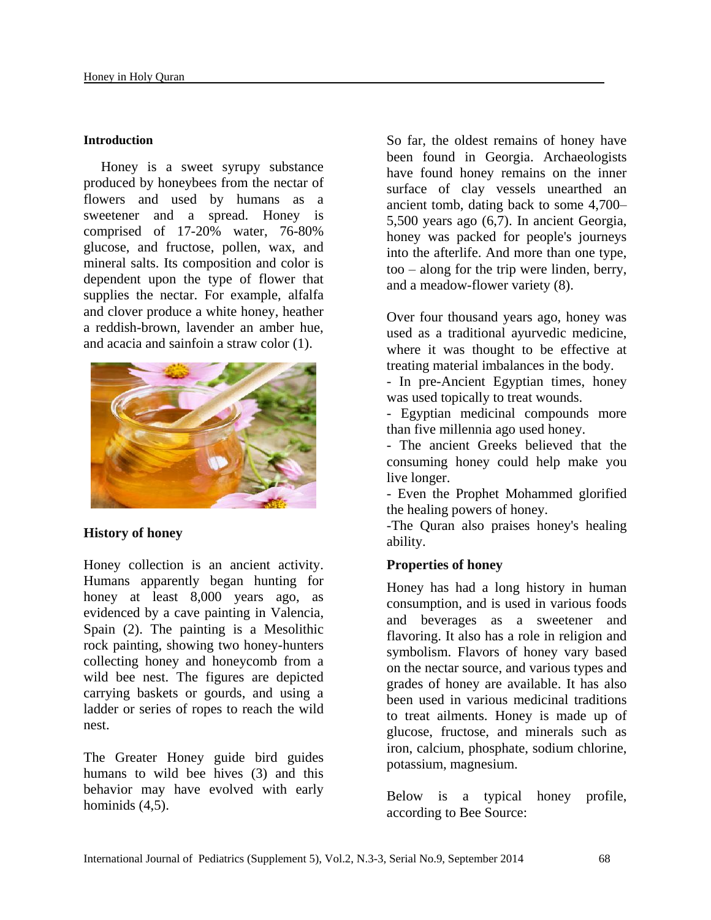## Introduction

Honey is a sweet syrupy substance produced by honeybees from the nectar of flowers and used by humans as a sweetener and a spread. Honey is comprised of 17-20% water, 76-80% glucose, and fructose, pollen, wax, and mineral salts. Its composition and color is dependent upon the type of flower that supplies the nectar. For example, alfalfa and clover produce a white honey, heather a reddish-brown, lavender an amber hue, and acacia and sainfoin a straw color (1).

## History of honey

Honey collection is an ancient activity. Humans apparently began hunting for honey at least 8,000 years ago, as evidenced by a cave painting in Valencia, Spain (2). The painting is a Mesolithic rock painting, showing two honey-hunters collecting honey and honeycomb from a wild bee nest. The figures are depicted carrying baskets or gourds, and using a ladder or series of ropes to reach the wild nest.

The Greater Honey guide bird guides humans to wild bee hives (3) and this behavior may have evolved with early hominids (4,5).

So far, the oldest remains of honey have been found in Georgia. Archaeologists have found honey remains on the inner surface of clay vessels unearthed an ancient tomb, dating back to some 4,700–5,500 years ago (6,7). In ancient Georgia, honey was packed for people's journeys into the afterlife. And more than one type, too – along for the trip were linden, berry, and a meadow-flower variety (8).

Over four thousand years ago, honey was used as a traditional ayurvedic medicine, where it was thought to be effective at treating material imbalances in the body.

- In pre-Ancient Egyptian times, honey was used topically to treat wounds.
- Egyptian medicinal compounds more than five millennia ago used honey.
- The ancient Greeks believed that the consuming honey could help make you live longer.
- Even the Prophet Mohammed glorified the healing powers of honey.
- The Quran also praises honey's healing ability.

## Properties of honey

Honey has had a long history in human consumption, and is used in various foods and beverages as a sweetener and flavoring. It also has a role in religion and symbolism. Flavors of honey vary based on the nectar source, and various types and grades of honey are available. It has also been used in various medicinal traditions to treat ailments. Honey is made up of glucose, fructose, and minerals such as iron, calcium, phosphate, sodium chlorine, potassium, magnesium.

Below is a typical honey profile, according to Bee Source: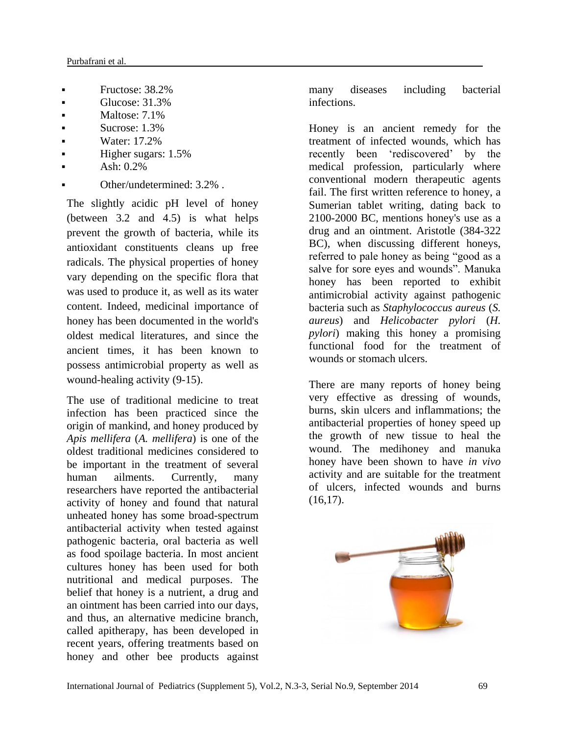- Fructose: 38.2%
- Glucose: 31.3%
- Maltose: 7.1%
- Sucrose: 1.3%
- Water: 17.2%
- Higher sugars: 1.5%
- Ash: 0.2%
- Other/undetermined: 3.2% .

The slightly acidic pH level of honey (between 3.2 and 4.5) is what helps prevent the growth of bacteria, while its antioxidant constituents cleans up free radicals. The physical properties of honey vary depending on the specific flora that was used to produce it, as well as its water content. Indeed, medicinal importance of honey has been documented in the world's oldest medical literatures, and since the ancient times, it has been known to possess antimicrobial property as well as wound-healing activity (9-15).

The use of traditional medicine to treat infection has been practiced since the origin of mankind, and honey produced by *Apis mellifera* (*A. mellifera*) is one of the oldest traditional medicines considered to be important in the treatment of several human ailments. Currently, many researchers have reported the antibacterial activity of honey and found that natural unheated honey has some broad-spectrum antibacterial activity when tested against pathogenic bacteria, oral bacteria as well as food spoilage bacteria. In most ancient cultures honey has been used for both nutritional and medical purposes. The belief that honey is a nutrient, a drug and an ointment has been carried into our days, and thus, an alternative medicine branch, called apitherapy, has been developed in recent years, offering treatments based on honey and other bee products against many diseases including bacterial infections.

Honey is an ancient remedy for the treatment of infected wounds, which has recently been 'rediscovered' by the medical profession, particularly where conventional modern therapeutic agents fail. The first written reference to honey, a Sumerian tablet writing, dating back to 2100-2000 BC, mentions honey's use as a drug and an ointment. Aristotle (384-322 BC), when discussing different honeys, referred to pale honey as being "good as a salve for sore eyes and wounds". Manuka honey has been reported to exhibit antimicrobial activity against pathogenic bacteria such as *Staphylococcus aureus* (*S. aureus*) and *Helicobacter pylori* (*H. pylori*) making this honey a promising functional food for the treatment of wounds or stomach ulcers.

There are many reports of honey being very effective as dressing of wounds, burns, skin ulcers and inflammations; the antibacterial properties of honey speed up the growth of new tissue to heal the wound. The medihoney and manuka honey have been shown to have *in vivo* activity and are suitable for the treatment of ulcers, infected wounds and burns (16,17).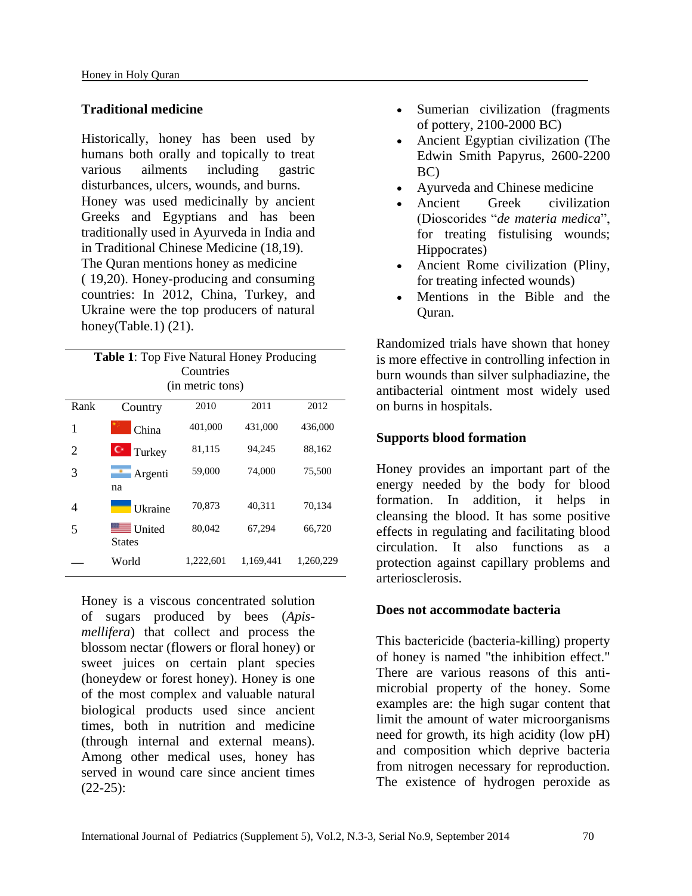## Traditional medicine

Historically, honey has been used by humans both orally and topically to treat various ailments including gastric disturbances, ulcers, wounds, and burns. Honey was used medicinally by ancient Greeks and Egyptians and has been traditionally used in Ayurveda in India and in Traditional Chinese Medicine (18,19). The Quran mentions honey as medicine ( 19,20). Honey-producing and consuming countries: In 2012, China, Turkey, and Ukraine were the top producers of natural honey(Table.1) (21).

**Table 1**: Top Five Natural Honey Producing Countries (in metric tons)

| Rank | Country | 2010 | 2011 | 2012 |
|---|---|---|---|---|
| 1 | China | 401,000 | 431,000 | 436,000 |
| 2 | Turkey | 81,115 | 94,245 | 88,162 |
| 3 | Argentina | 59,000 | 74,000 | 75,500 |
| 4 | Ukraine | 70,873 | 40,311 | 70,134 |
| 5 | United States | 80,042 | 67,294 | 66,720 |
| — | World | 1,222,601 | 1,169,441 | 1,260,229 |

Honey is a viscous concentrated solution of sugars produced by bees (*Apis-mellifera*) that collect and process the blossom nectar (flowers or floral honey) or sweet juices on certain plant species (honeydew or forest honey). Honey is one of the most complex and valuable natural biological products used since ancient times, both in nutrition and medicine (through internal and external means). Among other medical uses, honey has served in wound care since ancient times (22-25):

- Sumerian civilization (fragments of pottery, 2100-2000 BC)
- Ancient Egyptian civilization (The Edwin Smith Papyrus, 2600-2200 BC)
- Ayurveda and Chinese medicine
- Ancient Greek civilization (Dioscorides "*de materia medica*", for treating fistulising wounds; Hippocrates)
- Ancient Rome civilization (Pliny, for treating infected wounds)
- Mentions in the Bible and the Quran.

Randomized trials have shown that honey is more effective in controlling infection in burn wounds than silver sulphadiazine, the antibacterial ointment most widely used on burns in hospitals.

## Supports blood formation

Honey provides an important part of the energy needed by the body for blood formation. In addition, it helps in cleansing the blood. It has some positive effects in regulating and facilitating blood circulation. It also functions as a protection against capillary problems and arteriosclerosis.

## Does not accommodate bacteria

This bactericide (bacteria-killing) property of honey is named "the inhibition effect." There are various reasons of this anti-microbial property of the honey. Some examples are: the high sugar content that limit the amount of water microorganisms need for growth, its high acidity (low pH) and composition which deprive bacteria from nitrogen necessary for reproduction. The existence of hydrogen peroxide as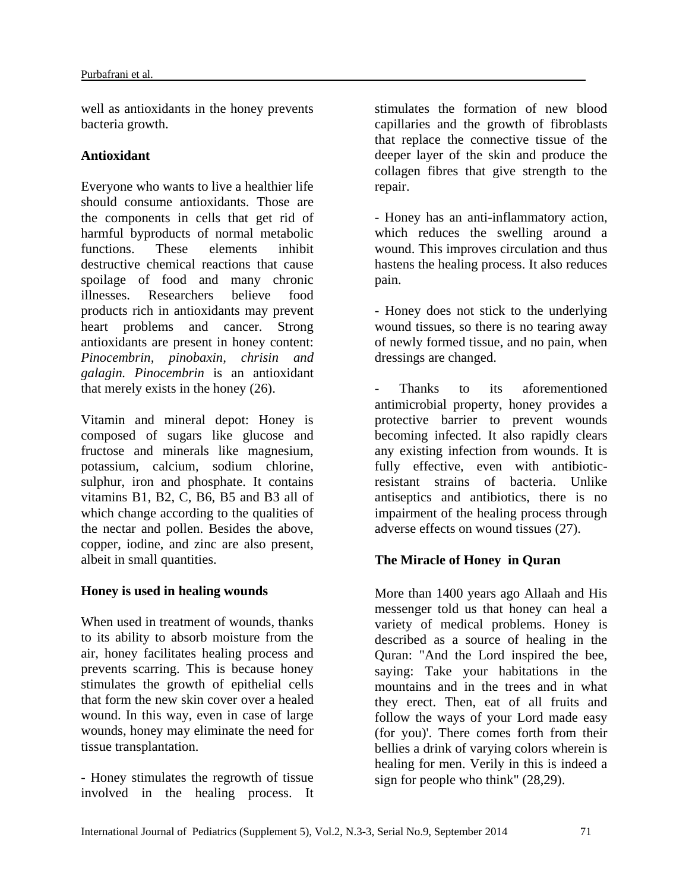well as antioxidants in the honey prevents bacteria growth.

**Antioxidant**

Everyone who wants to live a healthier life should consume antioxidants. Those are the components in cells that get rid of harmful byproducts of normal metabolic functions. These elements inhibit destructive chemical reactions that cause spoilage of food and many chronic illnesses. Researchers believe food products rich in antioxidants may prevent heart problems and cancer. Strong antioxidants are present in honey content: *Pinocembrin, pinobaxin, chrisin and galagin. Pinocembrin* is an antioxidant that merely exists in the honey (26).

Vitamin and mineral depot: Honey is composed of sugars like glucose and fructose and minerals like magnesium, potassium, calcium, sodium chlorine, sulphur, iron and phosphate. It contains vitamins B1, B2, C, B6, B5 and B3 all of which change according to the qualities of the nectar and pollen. Besides the above, copper, iodine, and zinc are also present, albeit in small quantities.

**Honey is used in healing wounds**

When used in treatment of wounds, thanks to its ability to absorb moisture from the air, honey facilitates healing process and prevents scarring. This is because honey stimulates the growth of epithelial cells that form the new skin cover over a healed wound. In this way, even in case of large wounds, honey may eliminate the need for tissue transplantation.

- Honey stimulates the regrowth of tissue involved in the healing process. It stimulates the formation of new blood capillaries and the growth of fibroblasts that replace the connective tissue of the deeper layer of the skin and produce the collagen fibres that give strength to the repair.

- Honey has an anti-inflammatory action, which reduces the swelling around a wound. This improves circulation and thus hastens the healing process. It also reduces pain.

- Honey does not stick to the underlying wound tissues, so there is no tearing away of newly formed tissue, and no pain, when dressings are changed.

- Thanks to its aforementioned antimicrobial property, honey provides a protective barrier to prevent wounds becoming infected. It also rapidly clears any existing infection from wounds. It is fully effective, even with antibiotic-resistant strains of bacteria. Unlike antiseptics and antibiotics, there is no impairment of the healing process through adverse effects on wound tissues (27).

**The Miracle of Honey in Quran**

More than 1400 years ago Allaah and His messenger told us that honey can heal a variety of medical problems. Honey is described as a source of healing in the Quran: "And the Lord inspired the bee, saying: Take your habitations in the mountains and in the trees and in what they erect. Then, eat of all fruits and follow the ways of your Lord made easy (for you)'. There comes forth from their bellies a drink of varying colors wherein is healing for men. Verily in this is indeed a sign for people who think" (28,29).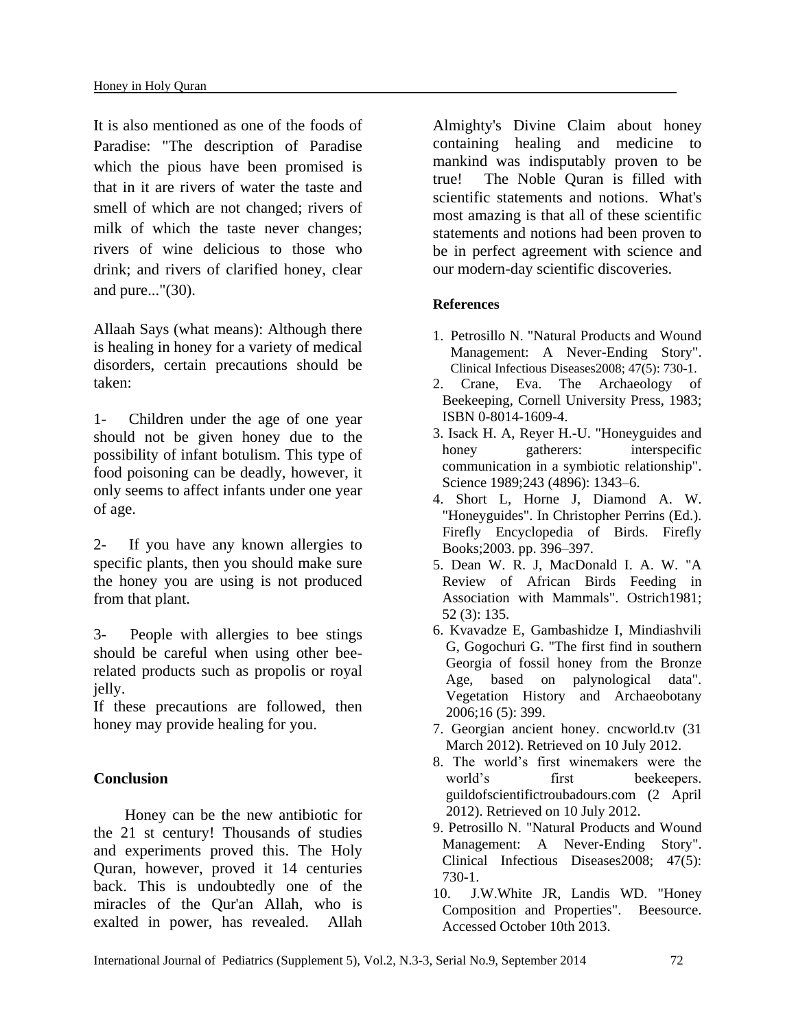It is also mentioned as one of the foods of Paradise: "The description of Paradise which the pious have been promised is that in it are rivers of water the taste and smell of which are not changed; rivers of milk of which the taste never changes; rivers of wine delicious to those who drink; and rivers of clarified honey, clear and pure..."(30).

Allaah Says (what means): Although there is healing in honey for a variety of medical disorders, certain precautions should be taken:

1- Children under the age of one year should not be given honey due to the possibility of infant botulism. This type of food poisoning can be deadly, however, it only seems to affect infants under one year of age.

2- If you have any known allergies to specific plants, then you should make sure the honey you are using is not produced from that plant.

3- People with allergies to bee stings should be careful when using other bee-related products such as propolis or royal jelly.

If these precautions are followed, then honey may provide healing for you.

## Conclusion

Honey can be the new antibiotic for the 21 st century! Thousands of studies and experiments proved this. The Holy Quran, however, proved it 14 centuries back. This is undoubtedly one of the miracles of the Qur'an Allah, who is exalted in power, has revealed. Allah Almighty's Divine Claim about honey containing healing and medicine to mankind was indisputably proven to be true! The Noble Quran is filled with scientific statements and notions. What's most amazing is that all of these scientific statements and notions had been proven to be in perfect agreement with science and our modern-day scientific discoveries.

## References

1. Petrosillo N. "Natural Products and Wound Management: A Never-Ending Story". Clinical Infectious Diseases2008; 47(5): 730-1.
2. Crane, Eva. The Archaeology of Beekeeping, Cornell University Press, 1983; ISBN 0-8014-1609-4.
3. Isack H. A, Reyer H.-U. "Honeyguides and honey gatherers: interspecific communication in a symbiotic relationship". Science 1989;243 (4896): 1343–6.
4. Short L, Horne J, Diamond A. W. "Honeyguides". In Christopher Perrins (Ed.). Firefly Encyclopedia of Birds. Firefly Books;2003. pp. 396–397.
5. Dean W. R. J, MacDonald I. A. W. "A Review of African Birds Feeding in Association with Mammals". Ostrich1981; 52 (3): 135.
6. Kvavadze E, Gambashidze I, Mindiashvili G, Gogochuri G. "The first find in southern Georgia of fossil honey from the Bronze Age, based on palynological data". Vegetation History and Archaeobotany 2006;16 (5): 399.
7. Georgian ancient honey. cncworld.tv (31 March 2012). Retrieved on 10 July 2012.
8. The world's first winemakers were the world's first beekeepers. guildofscientifictroubadours.com (2 April 2012). Retrieved on 10 July 2012.
9. Petrosillo N. "Natural Products and Wound Management: A Never-Ending Story". Clinical Infectious Diseases2008; 47(5): 730-1.
10. J.W.White JR, Landis WD. "Honey Composition and Properties". Beesource. Accessed October 10th 2013.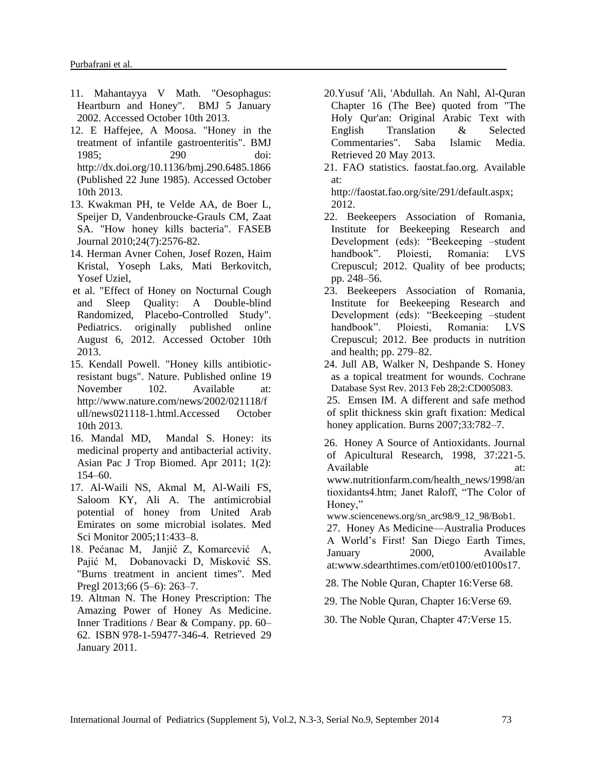11. Mahantayya V Math. "Oesophagus: Heartburn and Honey". BMJ 5 January 2002. Accessed October 10th 2013.
12. E Haffejee, A Moosa. "Honey in the treatment of infantile gastroenteritis". BMJ 1985; 290 doi: http://dx.doi.org/10.1136/bmj.290.6485.1866 (Published 22 June 1985). Accessed October 10th 2013.
13. Kwakman PH, te Velde AA, de Boer L, Speijer D, Vandenbroucke-Grauls CM, Zaat SA. "How honey kills bacteria". FASEB Journal 2010;24(7):2576-82.
14. Herman Avner Cohen, Josef Rozen, Haim Kristal, Yoseph Laks, Mati Berkovitch, Yosef Uziel,

et al. "Effect of Honey on Nocturnal Cough and Sleep Quality: A Double-blind Randomized, Placebo-Controlled Study". Pediatrics. originally published online August 6, 2012. Accessed October 10th 2013.

15. Kendall Powell. "Honey kills antibiotic-resistant bugs". Nature. Published online 19 November 102. Available at: http://www.nature.com/news/2002/021118/full/news021118-1.html.Accessed October 10th 2013.
16. Mandal MD, Mandal S. Honey: its medicinal property and antibacterial activity. Asian Pac J Trop Biomed. Apr 2011; 1(2): 154–60.
17. Al-Waili NS, Akmal M, Al-Waili FS, Saloom KY, Ali A. The antimicrobial potential of honey from United Arab Emirates on some microbial isolates. Med Sci Monitor 2005;11:433–8.
18. Pećanac M, Janjić Z, Komarcević A, Pajić M, Dobanovacki D, Misković SS. "Burns treatment in ancient times". Med Pregl 2013;66 (5–6): 263–7.
19. Altman N. The Honey Prescription: The Amazing Power of Honey As Medicine. Inner Traditions / Bear & Company. pp. 60–62. ISBN 978-1-59477-346-4. Retrieved 29 January 2011.
20. Yusuf 'Ali, 'Abdullah. An Nahl, Al-Quran Chapter 16 (The Bee) quoted from "The Holy Qur'an: Original Arabic Text with English Translation & Selected Commentaries". Saba Islamic Media. Retrieved 20 May 2013.
21. FAO statistics. faostat.fao.org. Available at: http://faostat.fao.org/site/291/default.aspx; 2012.
22. Beekeepers Association of Romania, Institute for Beekeeping Research and Development (eds): "Beekeeping –student handbook". Ploiesti, Romania: LVS Crepuscul; 2012. Quality of bee products; pp. 248–56.
23. Beekeepers Association of Romania, Institute for Beekeeping Research and Development (eds): "Beekeeping –student handbook". Ploiesti, Romania: LVS Crepuscul; 2012. Bee products in nutrition and health; pp. 279–82.
24. Jull AB, Walker N, Deshpande S. Honey as a topical treatment for wounds. Cochrane Database Syst Rev. 2013 Feb 28;2:CD005083.
25. Emsen IM. A different and safe method of split thickness skin graft fixation: Medical honey application. Burns 2007;33:782–7.
26. Honey A Source of Antioxidants. Journal of Apicultural Research, 1998, 37:221-5. Available at: www.nutritionfarm.com/health_news/1998/antioxidants4.htm; Janet Raloff, "The Color of Honey," www.sciencenews.org/sn_arc98/9_12_98/Bob1.
27. Honey As Medicine—Australia Produces A World's First! San Diego Earth Times, January 2000, Available at:www.sdearthtimes.com/et0100/et0100s17.
28. The Noble Quran, Chapter 16:Verse 68.
29. The Noble Quran, Chapter 16:Verse 69.
30. The Noble Quran, Chapter 47:Verse 15.